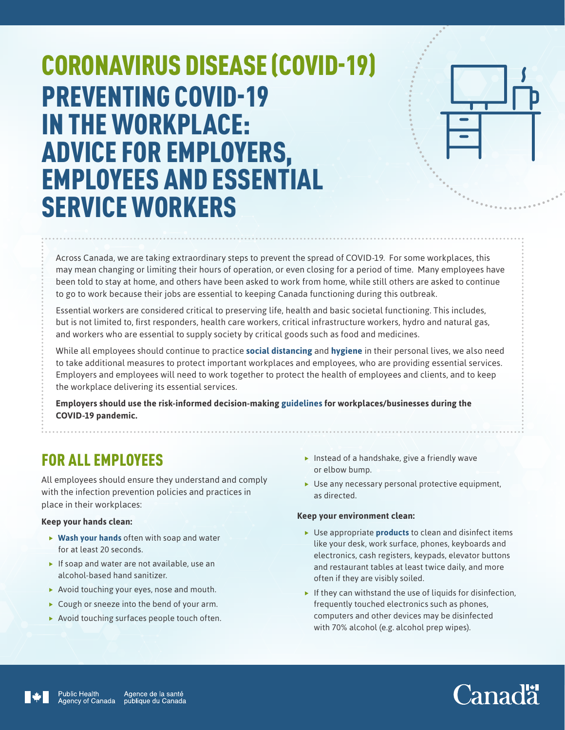# CORONAVIRUS DISEASE (COVID-19)

# PREVENTING COVID-19 IN THE WORKPLACE: ADVICE FOR EMPLOYERS, EMPLOYEES AND ESSENTIAL SERVICE WORKERS

Across Canada, we are taking extraordinary steps to prevent the spread of COVID-19. For some workplaces, this may mean changing or limiting their hours of operation, or even closing for a period of time. Many employees have been told to stay at home, and others have been asked to work from home, while still others are asked to continue to go to work because their jobs are essential to keeping Canada functioning during this outbreak.

Essential workers are considered critical to preserving life, health and basic societal functioning. This includes, but is not limited to, first responders, health care workers, critical infrastructure workers, hydro and natural gas, and workers who are essential to supply society by critical goods such as food and medicines.

While all employees should continue to practice **social distancing** and **hygiene** in their personal lives, we also need to take additional measures to protect important workplaces and employees, who are providing essential services. Employers and employees will need to work together to protect the health of employees and clients, and to keep the workplace delivering its essential services.

**Employers should use the risk-informed decision-making guidelines for workplaces/businesses during the COVID-19 pandemic.**

## FOR ALL EMPLOYEES

All employees should ensure they understand and comply with the infection prevention policies and practices in place in their workplaces:

**Keep your hands clean:**

- **Wash your hands** often with soap and water for at least 20 seconds.
- If soap and water are not available, use an alcohol-based hand sanitizer.
- Avoid touching your eyes, nose and mouth.
- Cough or sneeze into the bend of your arm.
- Avoid touching surfaces people touch often.
- Instead of a handshake, give a friendly wave or elbow bump.
- Use any necessary personal protective equipment, as directed.

**Keep your environment clean:**

- Use appropriate **products** to clean and disinfect items like your desk, work surface, phones, keyboards and electronics, cash registers, keypads, elevator buttons and restaurant tables at least twice daily, and more often if they are visibly soiled.
- If they can withstand the use of liquids for disinfection, frequently touched electronics such as phones, computers and other devices may be disinfected with 70% alcohol (e.g. alcohol prep wipes).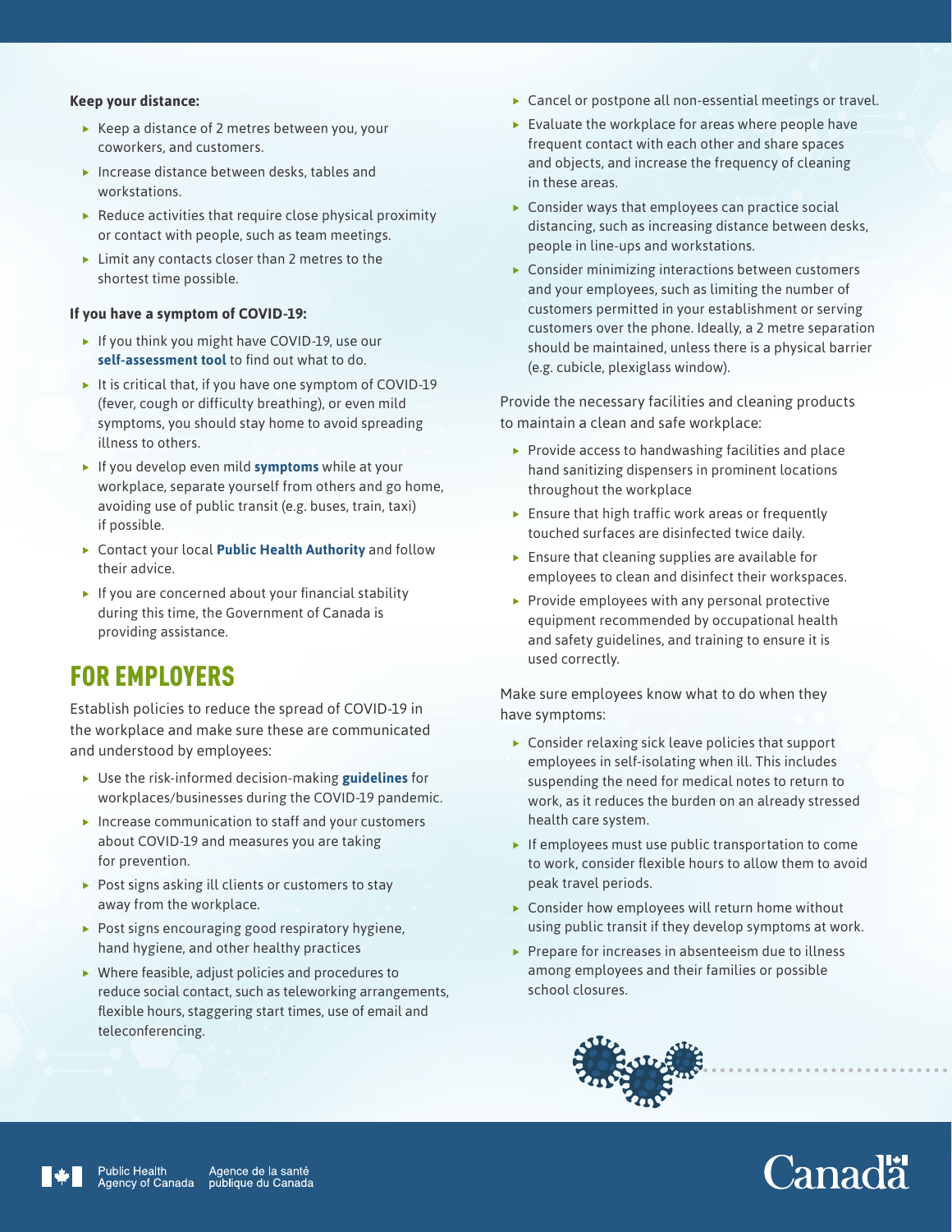**Keep your distance:**

- Keep a distance of 2 metres between you, your coworkers, and customers.
- Increase distance between desks, tables and workstations.
- Reduce activities that require close physical proximity or contact with people, such as team meetings.
- Limit any contacts closer than 2 metres to the shortest time possible.

**If you have a symptom of COVID-19:**

- If you think you might have COVID-19, use our **self-assessment tool** to find out what to do.
- It is critical that, if you have one symptom of COVID-19 (fever, cough or difficulty breathing), or even mild symptoms, you should stay home to avoid spreading illness to others.
- If you develop even mild **symptoms** while at your workplace, separate yourself from others and go home, avoiding use of public transit (e.g. buses, train, taxi) if possible.
- Contact your local **Public Health Authority** and follow their advice.
- If you are concerned about your financial stability during this time, the Government of Canada is providing assistance.

## FOR EMPLOYERS

Establish policies to reduce the spread of COVID-19 in the workplace and make sure these are communicated and understood by employees:

- Use the risk-informed decision-making **guidelines** for workplaces/businesses during the COVID-19 pandemic.
- Increase communication to staff and your customers about COVID-19 and measures you are taking for prevention.
- Post signs asking ill clients or customers to stay away from the workplace.
- Post signs encouraging good respiratory hygiene, hand hygiene, and other healthy practices
- Where feasible, adjust policies and procedures to reduce social contact, such as teleworking arrangements, flexible hours, staggering start times, use of email and teleconferencing.
- Cancel or postpone all non-essential meetings or travel.
- Evaluate the workplace for areas where people have frequent contact with each other and share spaces and objects, and increase the frequency of cleaning in these areas.
- Consider ways that employees can practice social distancing, such as increasing distance between desks, people in line-ups and workstations.
- Consider minimizing interactions between customers and your employees, such as limiting the number of customers permitted in your establishment or serving customers over the phone. Ideally, a 2 metre separation should be maintained, unless there is a physical barrier (e.g. cubicle, plexiglass window).

Provide the necessary facilities and cleaning products to maintain a clean and safe workplace:

- Provide access to handwashing facilities and place hand sanitizing dispensers in prominent locations throughout the workplace
- Ensure that high traffic work areas or frequently touched surfaces are disinfected twice daily.
- Ensure that cleaning supplies are available for employees to clean and disinfect their workspaces.
- Provide employees with any personal protective equipment recommended by occupational health and safety guidelines, and training to ensure it is used correctly.

Make sure employees know what to do when they have symptoms:

- Consider relaxing sick leave policies that support employees in self-isolating when ill. This includes suspending the need for medical notes to return to work, as it reduces the burden on an already stressed health care system.
- If employees must use public transportation to come to work, consider flexible hours to allow them to avoid peak travel periods.
- Consider how employees will return home without using public transit if they develop symptoms at work.
- Prepare for increases in absenteeism due to illness among employees and their families or possible school closures.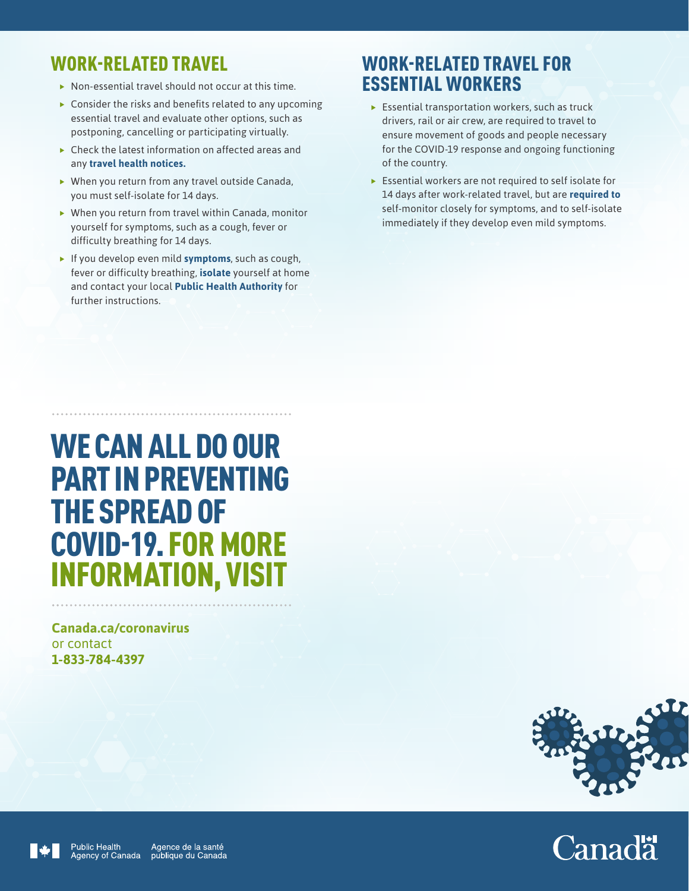## WORK-RELATED TRAVEL

- Non-essential travel should not occur at this time.
- Consider the risks and benefits related to any upcoming essential travel and evaluate other options, such as postponing, cancelling or participating virtually.
- Check the latest information on affected areas and any **travel health notices.**
- When you return from any travel outside Canada, you must self-isolate for 14 days.
- When you return from travel within Canada, monitor yourself for symptoms, such as a cough, fever or difficulty breathing for 14 days.
- If you develop even mild **symptoms**, such as cough, fever or difficulty breathing, **isolate** yourself at home and contact your local **Public Health Authority** for further instructions.

## WORK-RELATED TRAVEL FOR ESSENTIAL WORKERS

- Essential transportation workers, such as truck drivers, rail or air crew, are required to travel to ensure movement of goods and people necessary for the COVID-19 response and ongoing functioning of the country.
- Essential workers are not required to self isolate for 14 days after work-related travel, but are **required to** self-monitor closely for symptoms, and to self-isolate immediately if they develop even mild symptoms.

# WE CAN ALL DO OUR PART IN PREVENTING THE SPREAD OF COVID-19. FOR MORE INFORMATION, VISIT

**Canada.ca/coronavirus**
or contact
**1-833-784-4397**

Public Health Agency of Canada Agence de la santé publique du Canada

Canada